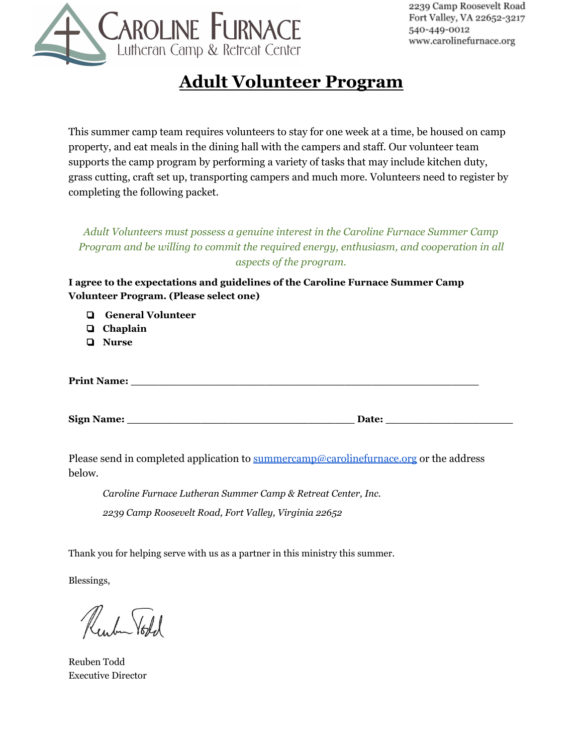Caroline Furnace
Lutheran Camp & Retreat Center

2239 Camp Roosevelt Road
Fort Valley, VA 22652-3217
540-449-0012
www.carolinefurnace.org

# Adult Volunteer Program

This summer camp team requires volunteers to stay for one week at a time, be housed on camp property, and eat meals in the dining hall with the campers and staff. Our volunteer team supports the camp program by performing a variety of tasks that may include kitchen duty, grass cutting, craft set up, transporting campers and much more. Volunteers need to register by completing the following packet.

*Adult Volunteers must possess a genuine interest in the Caroline Furnace Summer Camp Program and be willing to commit the required energy, enthusiasm, and cooperation in all aspects of the program.*

**I agree to the expectations and guidelines of the Caroline Furnace Summer Camp Volunteer Program. (Please select one)**

- ❏ **General Volunteer**
- ❏ **Chaplain**
- ❏ **Nurse**

**Print Name:** ___________________________________________________________

**Sign Name:** _______________________________________ **Date:** ______________________

Please send in completed application to summercamp@carolinefurnace.org or the address below.

*Caroline Furnace Lutheran Summer Camp & Retreat Center, Inc.*

*2239 Camp Roosevelt Road, Fort Valley, Virginia 22652*

Thank you for helping serve with us as a partner in this ministry this summer.

Blessings,

Reuben Todd

Reuben Todd
Executive Director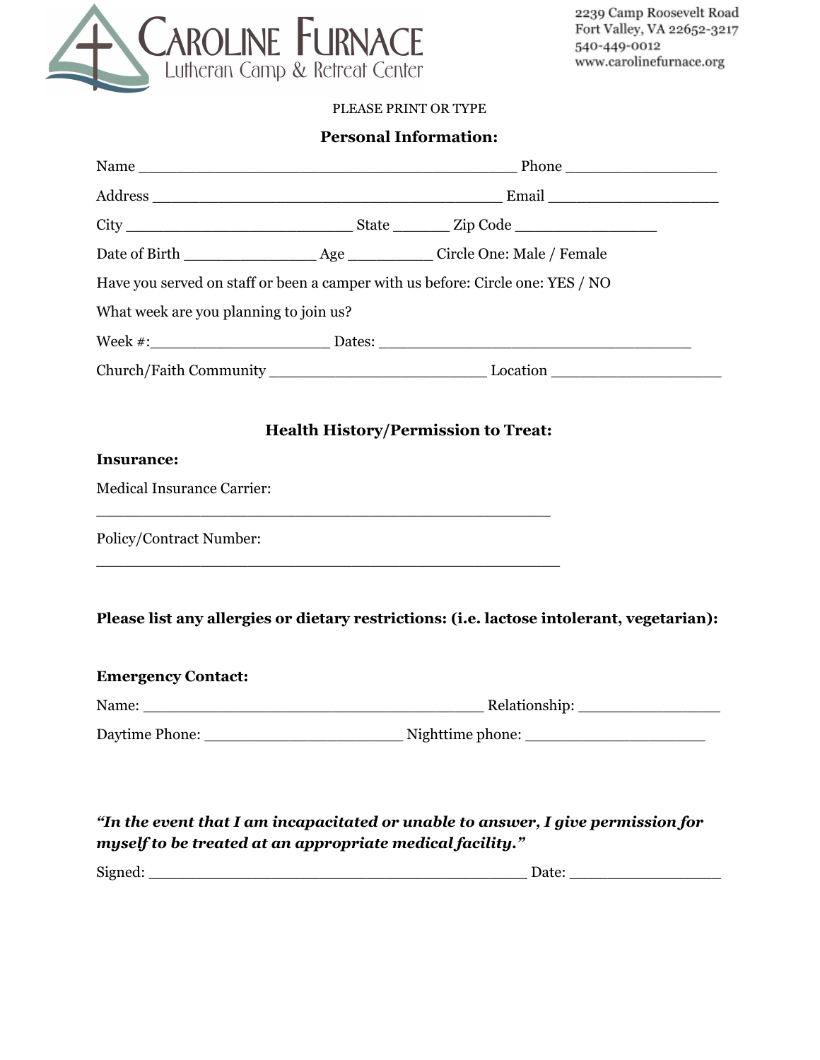CAROLINE FURNACE
Lutheran Camp & Retreat Center

2239 Camp Roosevelt Road
Fort Valley, VA 22652-3217
540-449-0012
www.carolinefurnace.org

PLEASE PRINT OR TYPE

## Personal Information:

Name ___________________________________________ Phone _________________

Address ________________________________________ Email ___________________

City __________________________ State ______ Zip Code ________________

Date of Birth _______________ Age __________ Circle One: Male / Female

Have you served on staff or been a camper with us before: Circle one: YES / NO

What week are you planning to join us?

Week #:____________________ Dates: ___________________________________

Church/Faith Community ________________________ Location ___________________

## Health History/Permission to Treat:

**Insurance:**

Medical Insurance Carrier:

____________________________________________________

Policy/Contract Number:

_____________________________________________________

**Please list any allergies or dietary restrictions: (i.e. lactose intolerant, vegetarian):**

**Emergency Contact:**

Name: ______________________________________ Relationship: ________________

Daytime Phone: ______________________ Nighttime phone: ____________________

***"In the event that I am incapacitated or unable to answer, I give permission for myself to be treated at an appropriate medical facility."***

Signed: __________________________________________ Date: _________________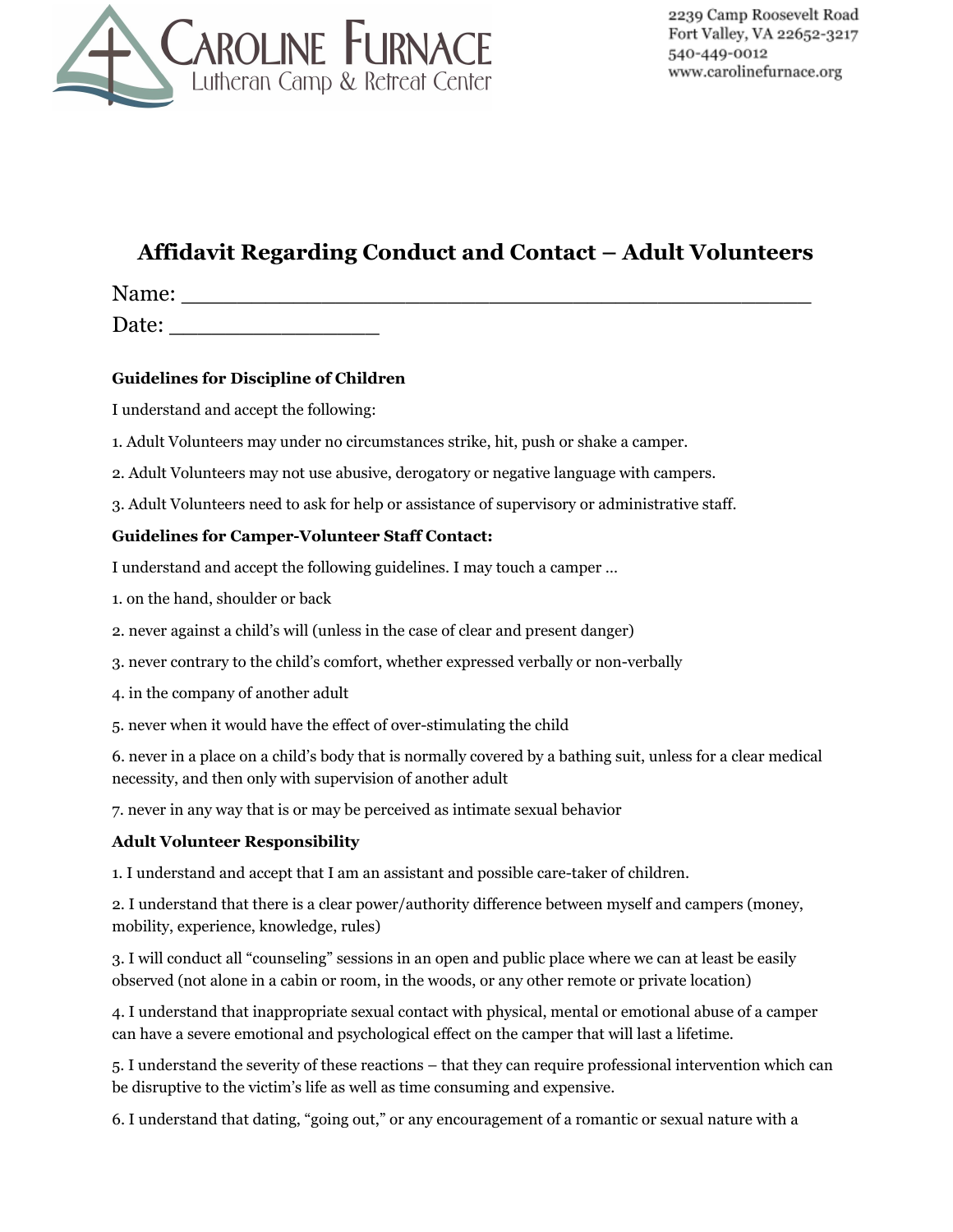Caroline Furnace
Lutheran Camp & Retreat Center

2239 Camp Roosevelt Road
Fort Valley, VA 22652-3217
540-449-0012
www.carolinefurnace.org

## Affidavit Regarding Conduct and Contact – Adult Volunteers

Name: ______________________________________________

Date: ________________

**Guidelines for Discipline of Children**

I understand and accept the following:

1. Adult Volunteers may under no circumstances strike, hit, push or shake a camper.

2. Adult Volunteers may not use abusive, derogatory or negative language with campers.

3. Adult Volunteers need to ask for help or assistance of supervisory or administrative staff.

**Guidelines for Camper-Volunteer Staff Contact:**

I understand and accept the following guidelines. I may touch a camper …

1. on the hand, shoulder or back

2. never against a child's will (unless in the case of clear and present danger)

3. never contrary to the child's comfort, whether expressed verbally or non-verbally

4. in the company of another adult

5. never when it would have the effect of over-stimulating the child

6. never in a place on a child's body that is normally covered by a bathing suit, unless for a clear medical necessity, and then only with supervision of another adult

7. never in any way that is or may be perceived as intimate sexual behavior

**Adult Volunteer Responsibility**

1. I understand and accept that I am an assistant and possible care-taker of children.

2. I understand that there is a clear power/authority difference between myself and campers (money, mobility, experience, knowledge, rules)

3. I will conduct all "counseling" sessions in an open and public place where we can at least be easily observed (not alone in a cabin or room, in the woods, or any other remote or private location)

4. I understand that inappropriate sexual contact with physical, mental or emotional abuse of a camper can have a severe emotional and psychological effect on the camper that will last a lifetime.

5. I understand the severity of these reactions – that they can require professional intervention which can be disruptive to the victim's life as well as time consuming and expensive.

6. I understand that dating, "going out," or any encouragement of a romantic or sexual nature with a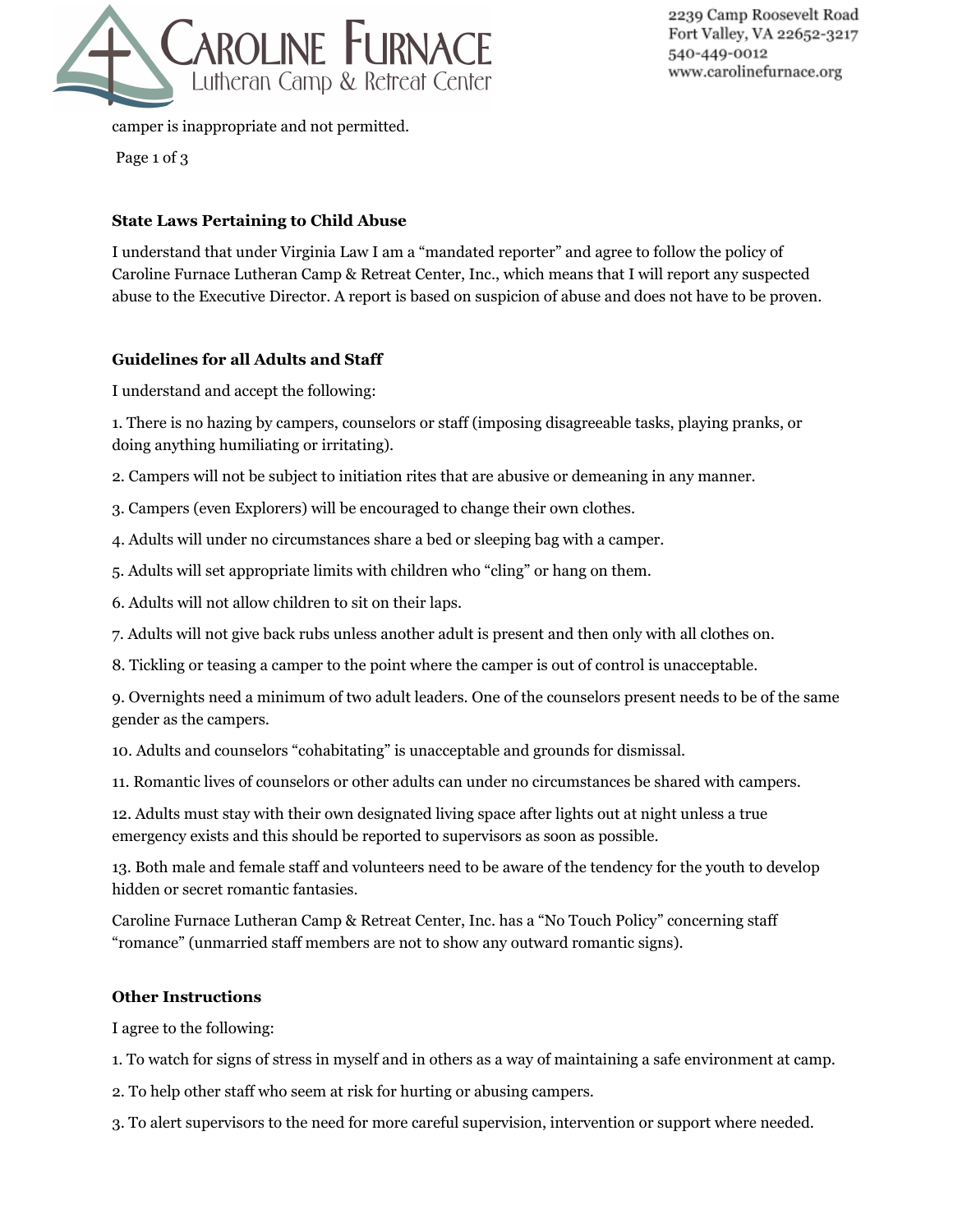camper is inappropriate and not permitted.

### State Laws Pertaining to Child Abuse

I understand that under Virginia Law I am a "mandated reporter" and agree to follow the policy of Caroline Furnace Lutheran Camp & Retreat Center, Inc., which means that I will report any suspected abuse to the Executive Director. A report is based on suspicion of abuse and does not have to be proven.

### Guidelines for all Adults and Staff

I understand and accept the following:

1. There is no hazing by campers, counselors or staff (imposing disagreeable tasks, playing pranks, or doing anything humiliating or irritating).
2. Campers will not be subject to initiation rites that are abusive or demeaning in any manner.
3. Campers (even Explorers) will be encouraged to change their own clothes.
4. Adults will under no circumstances share a bed or sleeping bag with a camper.
5. Adults will set appropriate limits with children who "cling" or hang on them.
6. Adults will not allow children to sit on their laps.
7. Adults will not give back rubs unless another adult is present and then only with all clothes on.
8. Tickling or teasing a camper to the point where the camper is out of control is unacceptable.
9. Overnights need a minimum of two adult leaders. One of the counselors present needs to be of the same gender as the campers.
10. Adults and counselors "cohabitating" is unacceptable and grounds for dismissal.
11. Romantic lives of counselors or other adults can under no circumstances be shared with campers.
12. Adults must stay with their own designated living space after lights out at night unless a true emergency exists and this should be reported to supervisors as soon as possible.
13. Both male and female staff and volunteers need to be aware of the tendency for the youth to develop hidden or secret romantic fantasies.

Caroline Furnace Lutheran Camp & Retreat Center, Inc. has a "No Touch Policy" concerning staff "romance" (unmarried staff members are not to show any outward romantic signs).

### Other Instructions

I agree to the following:

1. To watch for signs of stress in myself and in others as a way of maintaining a safe environment at camp.
2. To help other staff who seem at risk for hurting or abusing campers.
3. To alert supervisors to the need for more careful supervision, intervention or support where needed.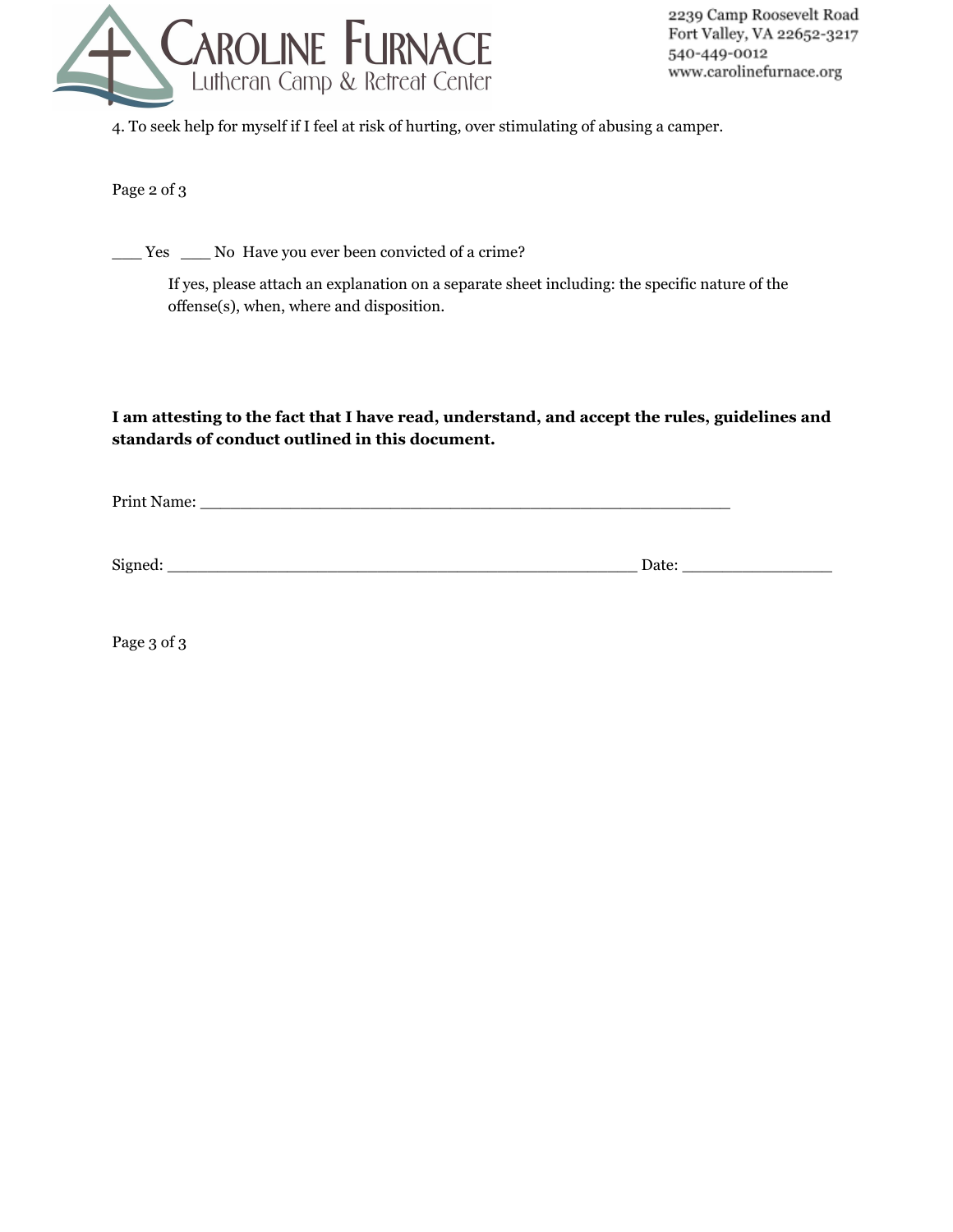4. To seek help for myself if I feel at risk of hurting, over stimulating of abusing a camper.

___ Yes ___ No Have you ever been convicted of a crime?

If yes, please attach an explanation on a separate sheet including: the specific nature of the offense(s), when, where and disposition.

**I am attesting to the fact that I have read, understand, and accept the rules, guidelines and standards of conduct outlined in this document.**

Print Name: ___________________________________________________

Signed: ____________________________________________ Date: ______________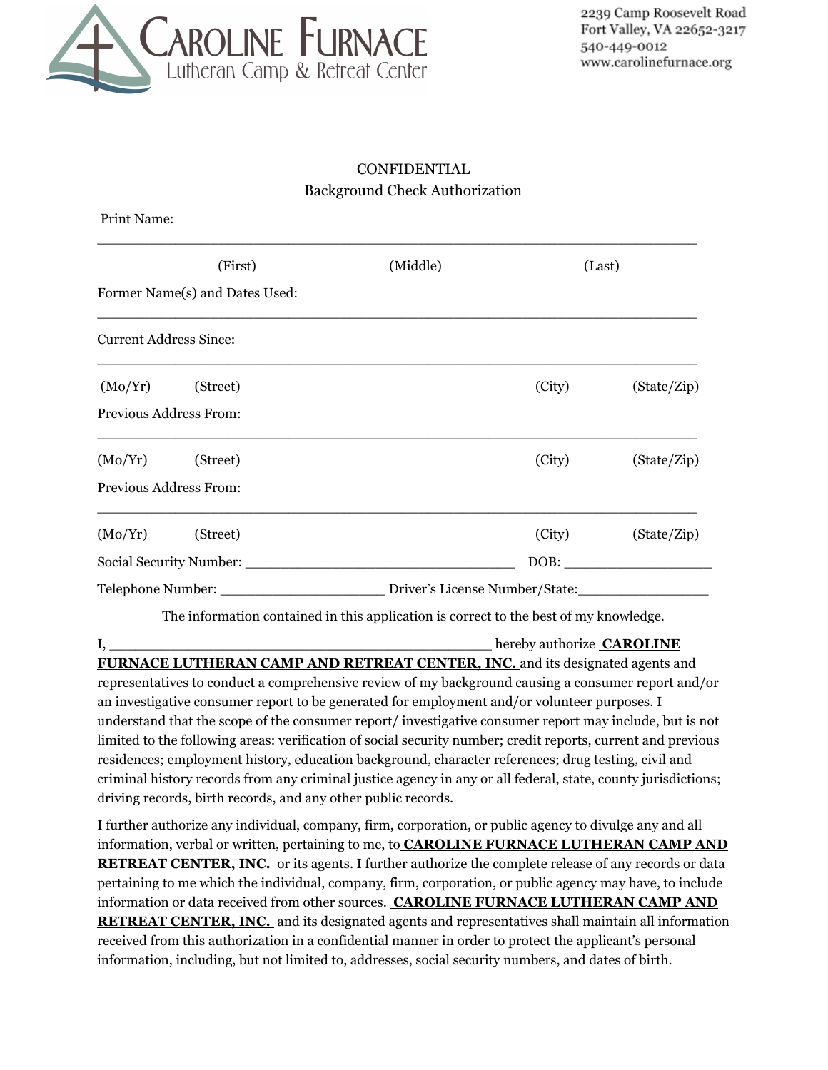# CAROLINE FURNACE
Lutheran Camp & Retreat Center

2239 Camp Roosevelt Road
Fort Valley, VA 22652-3217
540-449-0012
www.carolinefurnace.org

CONFIDENTIAL

Background Check Authorization

Print Name:

_______________________________________________________________

(First) (Middle) (Last)

Former Name(s) and Dates Used:

_______________________________________________________________

Current Address Since:

_______________________________________________________________

(Mo/Yr) (Street) (City) (State/Zip)

Previous Address From:

_______________________________________________________________

(Mo/Yr) (Street) (City) (State/Zip)

Previous Address From:

_______________________________________________________________

(Mo/Yr) (Street) (City) (State/Zip)

Social Security Number: ___________________________________ DOB: ___________________

Telephone Number: ____________________ Driver's License Number/State:________________

The information contained in this application is correct to the best of my knowledge.

I, _________________________________________________ hereby authorize **CAROLINE FURNACE LUTHERAN CAMP AND RETREAT CENTER, INC.** and its designated agents and representatives to conduct a comprehensive review of my background causing a consumer report and/or an investigative consumer report to be generated for employment and/or volunteer purposes. I understand that the scope of the consumer report/ investigative consumer report may include, but is not limited to the following areas: verification of social security number; credit reports, current and previous residences; employment history, education background, character references; drug testing, civil and criminal history records from any criminal justice agency in any or all federal, state, county jurisdictions; driving records, birth records, and any other public records.

I further authorize any individual, company, firm, corporation, or public agency to divulge any and all information, verbal or written, pertaining to me, to **CAROLINE FURNACE LUTHERAN CAMP AND RETREAT CENTER, INC.** or its agents. I further authorize the complete release of any records or data pertaining to me which the individual, company, firm, corporation, or public agency may have, to include information or data received from other sources. **CAROLINE FURNACE LUTHERAN CAMP AND RETREAT CENTER, INC.** and its designated agents and representatives shall maintain all information received from this authorization in a confidential manner in order to protect the applicant's personal information, including, but not limited to, addresses, social security numbers, and dates of birth.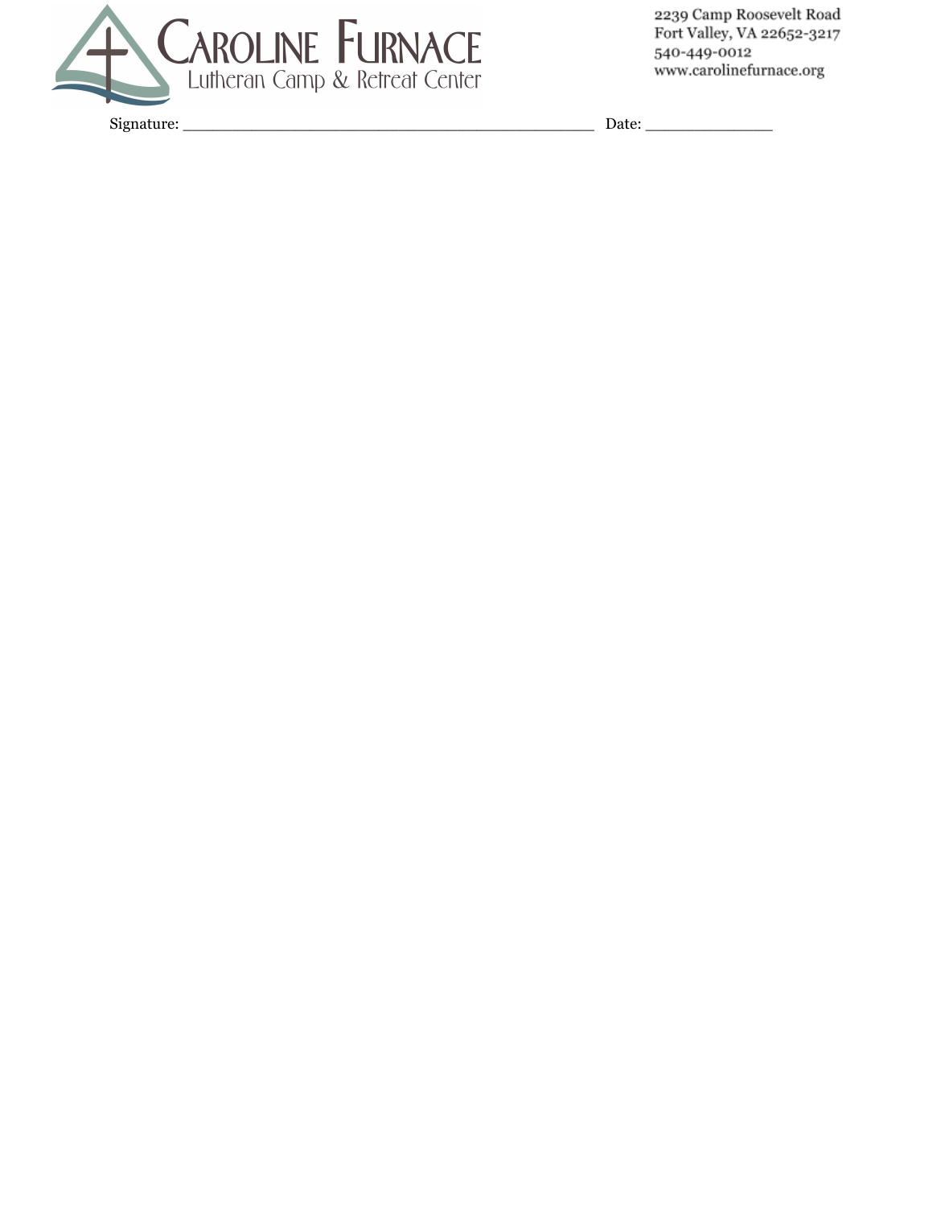Caroline Furnace
Lutheran Camp & Retreat Center

2239 Camp Roosevelt Road
Fort Valley, VA 22652-3217
540-449-0012
www.carolinefurnace.org

Signature: ________________________________________ Date: ____________